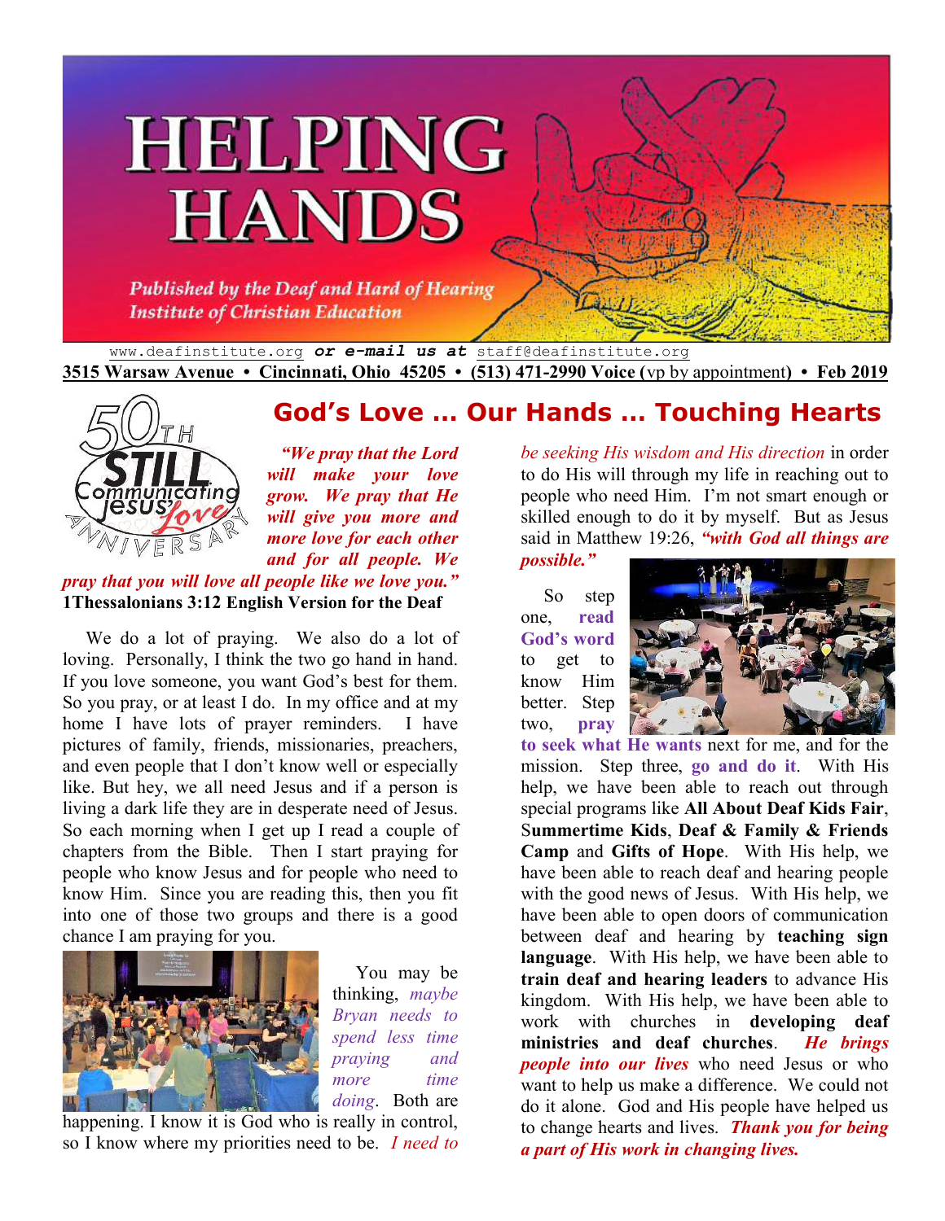# HELPING HANDS

*Published by the Deaf and Hard of Hearing Institute of Christian Education*

www.deafinstitute.org ***or e-mail us at*** staff@deafinstitute.org

**3515 Warsaw Avenue • Cincinnati, Ohio 45205 • (513) 471-2990 Voice (**vp by appointment**) • Feb 2019**

50TH STILL Communicating Jesus' Love ANNIVERSARY

## God's Love … Our Hands … Touching Hearts

***"We pray that the Lord will make your love grow. We pray that He will give you more and more love for each other and for all people. We pray that you will love all people like we love you."***
**1Thessalonians 3:12 English Version for the Deaf**

We do a lot of praying. We also do a lot of loving. Personally, I think the two go hand in hand. If you love someone, you want God's best for them. So you pray, or at least I do. In my office and at my home I have lots of prayer reminders. I have pictures of family, friends, missionaries, preachers, and even people that I don't know well or especially like. But hey, we all need Jesus and if a person is living a dark life they are in desperate need of Jesus. So each morning when I get up I read a couple of chapters from the Bible. Then I start praying for people who know Jesus and for people who need to know Him. Since you are reading this, then you fit into one of those two groups and there is a good chance I am praying for you.

You may be thinking, *maybe Bryan needs to spend less time praying and more time doing*. Both are happening. I know it is God who is really in control, so I know where my priorities need to be. *I need to be seeking His wisdom and His direction* in order to do His will through my life in reaching out to people who need Him. I'm not smart enough or skilled enough to do it by myself. But as Jesus said in Matthew 19:26, ***"with God all things are possible."***

So step one, **read God's word** to get to know Him better. Step two, **pray to seek what He wants** next for me, and for the mission. Step three, **go and do it**. With His help, we have been able to reach out through special programs like **All About Deaf Kids Fair**, **Summertime Kids**, **Deaf & Family & Friends Camp** and **Gifts of Hope**. With His help, we have been able to reach deaf and hearing people with the good news of Jesus. With His help, we have been able to open doors of communication between deaf and hearing by **teaching sign language**. With His help, we have been able to **train deaf and hearing leaders** to advance His kingdom. With His help, we have been able to work with churches in **developing deaf ministries and deaf churches**. ***He brings people into our lives*** who need Jesus or who want to help us make a difference. We could not do it alone. God and His people have helped us to change hearts and lives. ***Thank you for being a part of His work in changing lives.***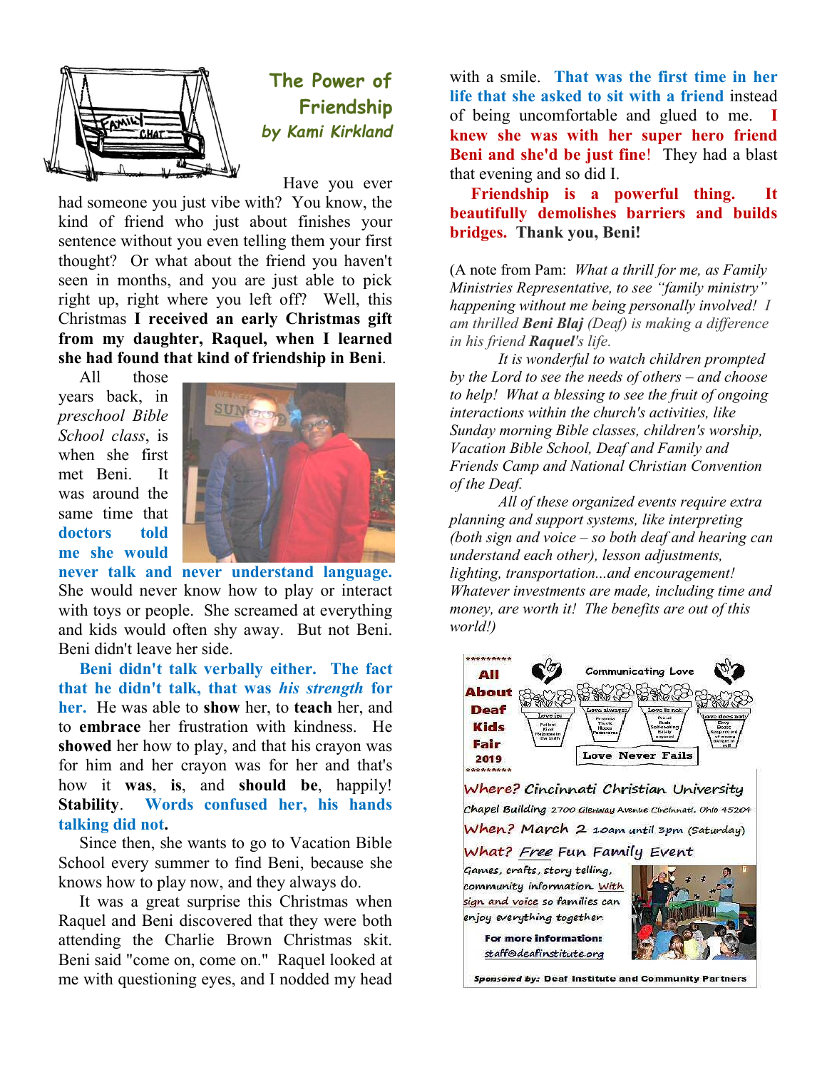## The Power of Friendship

*by Kami Kirkland*

Have you ever had someone you just vibe with? You know, the kind of friend who just about finishes your sentence without you even telling them your first thought? Or what about the friend you haven't seen in months, and you are just able to pick right up, right where you left off? Well, this Christmas **I received an early Christmas gift from my daughter, Raquel, when I learned she had found that kind of friendship in Beni**.

All those years back, in *preschool Bible School class*, is when she first met Beni. It was around the same time that **doctors told me she would never talk and never understand language.** She would never know how to play or interact with toys or people. She screamed at everything and kids would often shy away. But not Beni. Beni didn't leave her side.

**Beni didn't talk verbally either. The fact that he didn't talk, that was *his strength* for her.** He was able to **show** her, to **teach** her, and to **embrace** her frustration with kindness. He **showed** her how to play, and that his crayon was for him and her crayon was for her and that's how it **was**, **is**, and **should be**, happily! **Stability**. **Words confused her, his hands talking did not.**

Since then, she wants to go to Vacation Bible School every summer to find Beni, because she knows how to play now, and they always do.

It was a great surprise this Christmas when Raquel and Beni discovered that they were both attending the Charlie Brown Christmas skit. Beni said "come on, come on." Raquel looked at me with questioning eyes, and I nodded my head with a smile. **That was the first time in her life that she asked to sit with a friend** instead of being uncomfortable and glued to me. **I knew she was with her super hero friend Beni and she'd be just fine**! They had a blast that evening and so did I.

**Friendship is a powerful thing. It beautifully demolishes barriers and builds bridges. Thank you, Beni!**

(A note from Pam: *What a thrill for me, as Family Ministries Representative, to see "family ministry" happening without me being personally involved! I am thrilled **Beni Blaj** (Deaf) is making a difference in his friend **Raquel**'s life.*

*It is wonderful to watch children prompted by the Lord to see the needs of others – and choose to help! What a blessing to see the fruit of ongoing interactions within the church's activities, like Sunday morning Bible classes, children's worship, Vacation Bible School, Deaf and Family and Friends Camp and National Christian Convention of the Deaf.*

*All of these organized events require extra planning and support systems, like interpreting (both sign and voice – so both deaf and hearing can understand each other), lesson adjustments, lighting, transportation...and encouragement! Whatever investments are made, including time and money, are worth it! The benefits are out of this world!)*

---

**All About Deaf Kids Fair 2019**

Communicating Love

Love is: Patient, Kind, Rejoices in the truth | Love always: Protects, Trusts, Hopes, Perseveres | Love is not: Proud, Rude, Self-seeking, Easily angered | Love does not: Envy, Boast, Keep record of wrongs, Delight in evil

Love Never Fails

*Where?* Cincinnati Christian University Chapel Building 2700 Glenway Avenue Cincinnati, Ohio 45204

*When?* March 2 10am until 3pm (Saturday)

*What?* Free Fun Family Event

Games, crafts, story telling, community information. With sign and voice so families can enjoy everything together.

**For more information:** staff@deafinstitute.org

Sponsored by: Deaf Institute and Community Partners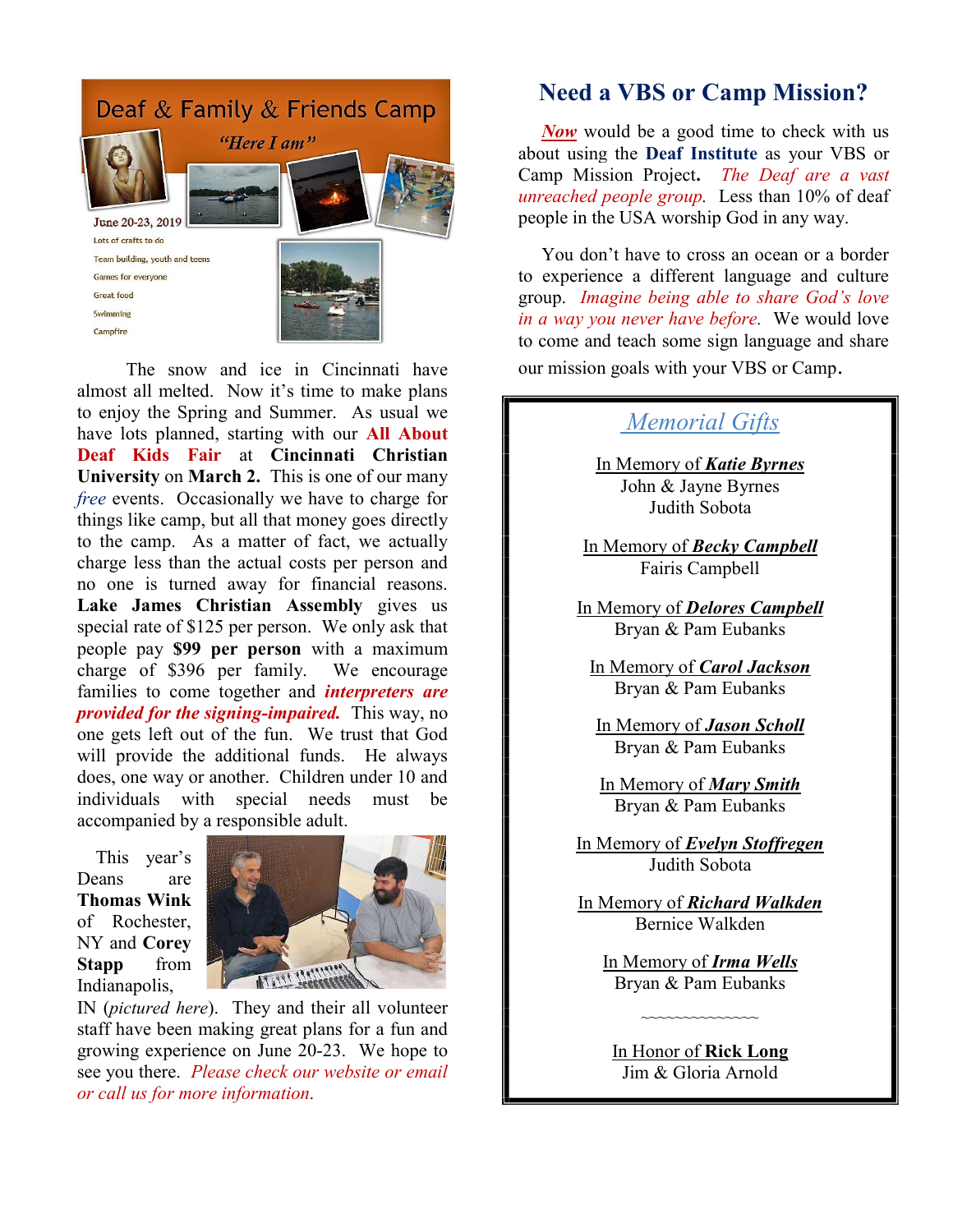## Deaf & Family & Friends Camp

*"Here I am"*

June 20-23, 2019

Lots of crafts to do

Team building, youth and teens

Games for everyone

Great food

Swimming

Campfire

The snow and ice in Cincinnati have almost all melted. Now it's time to make plans to enjoy the Spring and Summer. As usual we have lots planned, starting with our **All About Deaf Kids Fair** at **Cincinnati Christian University** on **March 2.** This is one of our many *free* events. Occasionally we have to charge for things like camp, but all that money goes directly to the camp. As a matter of fact, we actually charge less than the actual costs per person and no one is turned away for financial reasons. **Lake James Christian Assembly** gives us special rate of $125 per person. We only ask that people pay **$99 per person** with a maximum charge of $396 per family. We encourage families to come together and ***interpreters are provided for the signing-impaired.*** This way, no one gets left out of the fun. We trust that God will provide the additional funds. He always does, one way or another. Children under 10 and individuals with special needs must be accompanied by a responsible adult.

This year's Deans are **Thomas Wink** of Rochester, NY and **Corey Stapp** from Indianapolis, IN (*pictured here*). They and their all volunteer staff have been making great plans for a fun and growing experience on June 20-23. We hope to see you there. *Please check our website or email or call us for more information.*

## Need a VBS or Camp Mission?

***Now*** would be a good time to check with us about using the **Deaf Institute** as your VBS or Camp Mission Project**.** *The Deaf are a vast unreached people group.* Less than 10% of deaf people in the USA worship God in any way.

You don't have to cross an ocean or a border to experience a different language and culture group. *Imagine being able to share God's love in a way you never have before.* We would love to come and teach some sign language and share our mission goals with your VBS or Camp.

### *Memorial Gifts*

In Memory of ***Katie Byrnes***
John & Jayne Byrnes
Judith Sobota

In Memory of ***Becky Campbell***
Fairis Campbell

In Memory of ***Delores Campbell***
Bryan & Pam Eubanks

In Memory of ***Carol Jackson***
Bryan & Pam Eubanks

In Memory of ***Jason Scholl***
Bryan & Pam Eubanks

In Memory of ***Mary Smith***
Bryan & Pam Eubanks

In Memory of ***Evelyn Stoffregen***
Judith Sobota

In Memory of ***Richard Walkden***
Bernice Walkden

In Memory of ***Irma Wells***
Bryan & Pam Eubanks

~~~~~~~~~~~~~~

In Honor of **Rick Long**
Jim & Gloria Arnold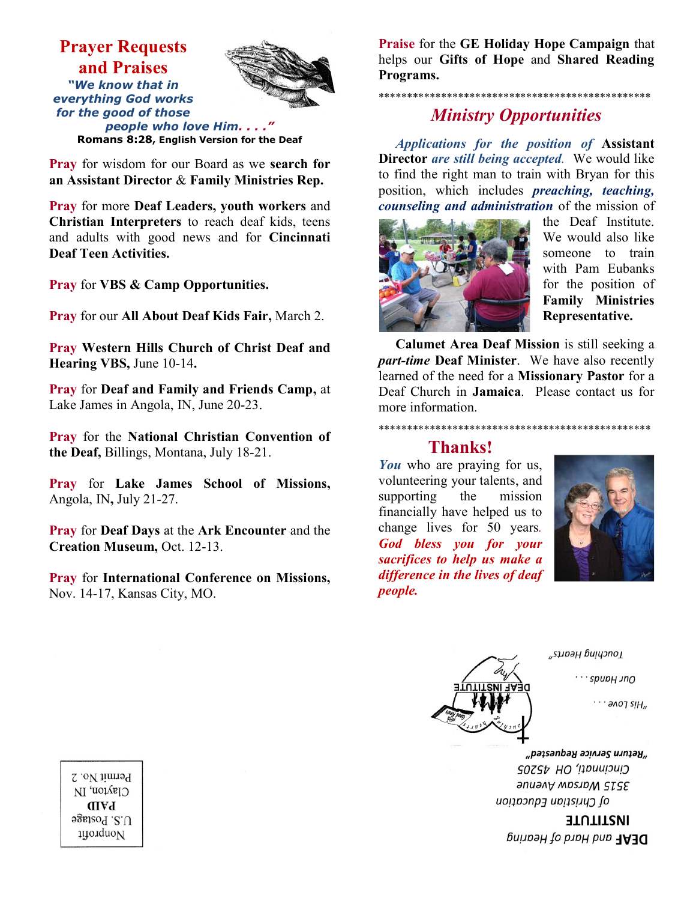## Prayer Requests and Praises

*"We know that in everything God works for the good of those people who love Him. . . ."*
**Romans 8:28, English Version for the Deaf**

**Pray** for wisdom for our Board as we **search for an Assistant Director** & **Family Ministries Rep.**

**Pray** for more **Deaf Leaders, youth workers** and **Christian Interpreters** to reach deaf kids, teens and adults with good news and for **Cincinnati Deaf Teen Activities.**

**Pray** for **VBS & Camp Opportunities.**

**Pray** for our **All About Deaf Kids Fair,** March 2.

**Pray Western Hills Church of Christ Deaf and Hearing VBS,** June 10-14**.**

**Pray** for **Deaf and Family and Friends Camp,** at Lake James in Angola, IN, June 20-23.

**Pray** for the **National Christian Convention of the Deaf,** Billings, Montana, July 18-21.

**Pray** for **Lake James School of Missions,** Angola, IN**,** July 21-27.

**Pray** for **Deaf Days** at the **Ark Encounter** and the **Creation Museum,** Oct. 12-13.

**Pray** for **International Conference on Missions,** Nov. 14-17, Kansas City, MO.

**Praise** for the **GE Holiday Hope Campaign** that helps our **Gifts of Hope** and **Shared Reading Programs.**

\*\*\*\*\*\*\*\*\*\*\*\*\*\*\*\*\*\*\*\*\*\*\*\*\*\*\*\*\*\*\*\*\*\*\*\*\*\*\*\*\*\*\*\*\*\*\*\*\*

## *Ministry Opportunities*

*Applications for the position of* **Assistant Director** *are still being accepted*. We would like to find the right man to train with Bryan for this position, which includes ***preaching, teaching, counseling and administration*** of the mission of the Deaf Institute. We would also like someone to train with Pam Eubanks for the position of **Family Ministries Representative.**

**Calumet Area Deaf Mission** is still seeking a ***part-time*** **Deaf Minister**. We have also recently learned of the need for a **Missionary Pastor** for a Deaf Church in **Jamaica**. Please contact us for more information.

\*\*\*\*\*\*\*\*\*\*\*\*\*\*\*\*\*\*\*\*\*\*\*\*\*\*\*\*\*\*\*\*\*\*\*\*\*\*\*\*\*\*\*\*\*\*\*\*\*

## Thanks!

*You* who are praying for us, volunteering your talents, and supporting the mission financially have helped us to change lives for 50 years. ***God bless you for your sacrifices to help us make a difference in the lives of deaf people.***

"His Love . . .
Our Hands . . .
Touching Hearts"

DEAF INSTITUTE

**DEAF** and Hard of Hearing
**INSTITUTE**
of Christian Education
3515 Warsaw Avenue
Cincinnati, OH 45205
**"Return Service Requested"**

Nonprofit
U.S. Postage
**PAID**
Clayton, IN
Permit No. 2